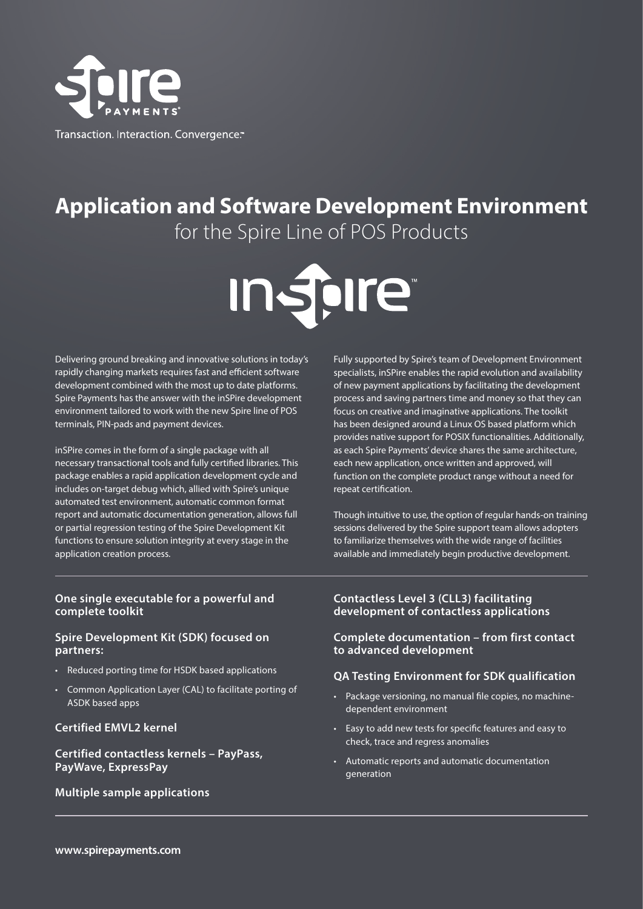Spire PAYMENTS®

Transaction. Interaction. Convergence.™

# Application and Software Development Environment

## for the Spire Line of POS Products

inSPire™

Delivering ground breaking and innovative solutions in today's rapidly changing markets requires fast and efficient software development combined with the most up to date platforms. Spire Payments has the answer with the inSPire development environment tailored to work with the new Spire line of POS terminals, PIN-pads and payment devices.

inSPire comes in the form of a single package with all necessary transactional tools and fully certified libraries. This package enables a rapid application development cycle and includes on-target debug which, allied with Spire's unique automated test environment, automatic common format report and automatic documentation generation, allows full or partial regression testing of the Spire Development Kit functions to ensure solution integrity at every stage in the application creation process.

Fully supported by Spire's team of Development Environment specialists, inSPire enables the rapid evolution and availability of new payment applications by facilitating the development process and saving partners time and money so that they can focus on creative and imaginative applications. The toolkit has been designed around a Linux OS based platform which provides native support for POSIX functionalities. Additionally, as each Spire Payments' device shares the same architecture, each new application, once written and approved, will function on the complete product range without a need for repeat certification.

Though intuitive to use, the option of regular hands-on training sessions delivered by the Spire support team allows adopters to familiarize themselves with the wide range of facilities available and immediately begin productive development.

---

### One single executable for a powerful and complete toolkit

### Spire Development Kit (SDK) focused on partners:

- Reduced porting time for HSDK based applications
- Common Application Layer (CAL) to facilitate porting of ASDK based apps

### Certified EMVL2 kernel

### Certified contactless kernels – PayPass, PayWave, ExpressPay

### Multiple sample applications

### Contactless Level 3 (CLL3) facilitating development of contactless applications

### Complete documentation – from first contact to advanced development

### QA Testing Environment for SDK qualification

- Package versioning, no manual file copies, no machine-dependent environment
- Easy to add new tests for specific features and easy to check, trace and regress anomalies
- Automatic reports and automatic documentation generation

---

**www.spirepayments.com**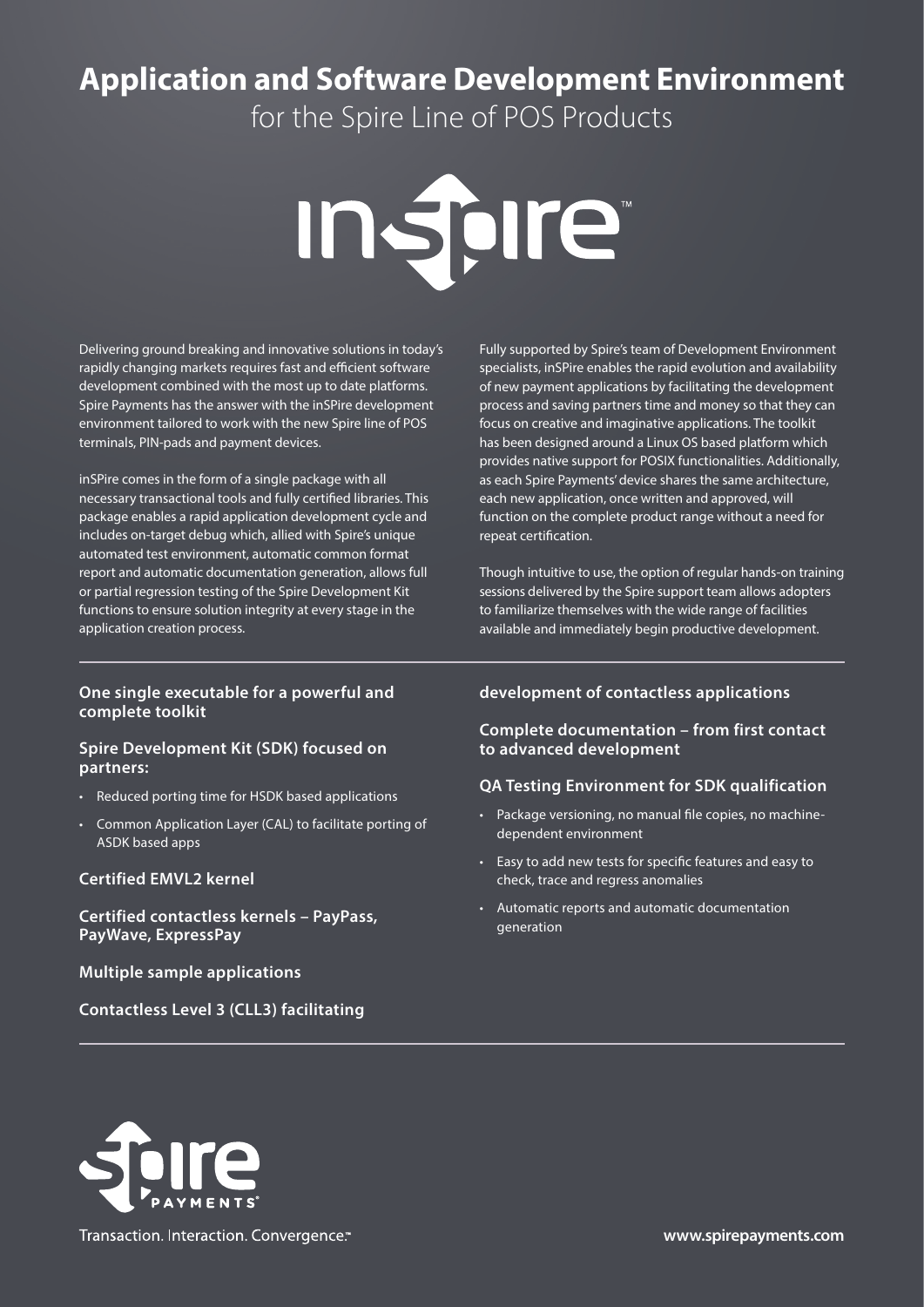# Application and Software Development Environment

for the Spire Line of POS Products

inSpire™

Delivering ground breaking and innovative solutions in today's rapidly changing markets requires fast and efficient software development combined with the most up to date platforms. Spire Payments has the answer with the inSPire development environment tailored to work with the new Spire line of POS terminals, PIN-pads and payment devices.

inSPire comes in the form of a single package with all necessary transactional tools and fully certified libraries. This package enables a rapid application development cycle and includes on-target debug which, allied with Spire's unique automated test environment, automatic common format report and automatic documentation generation, allows full or partial regression testing of the Spire Development Kit functions to ensure solution integrity at every stage in the application creation process.

Fully supported by Spire's team of Development Environment specialists, inSPire enables the rapid evolution and availability of new payment applications by facilitating the development process and saving partners time and money so that they can focus on creative and imaginative applications. The toolkit has been designed around a Linux OS based platform which provides native support for POSIX functionalities. Additionally, as each Spire Payments' device shares the same architecture, each new application, once written and approved, will function on the complete product range without a need for repeat certification.

Though intuitive to use, the option of regular hands-on training sessions delivered by the Spire support team allows adopters to familiarize themselves with the wide range of facilities available and immediately begin productive development.

---

**One single executable for a powerful and complete toolkit**

**Spire Development Kit (SDK) focused on partners:**

- Reduced porting time for HSDK based applications
- Common Application Layer (CAL) to facilitate porting of ASDK based apps

**Certified EMVL2 kernel**

**Certified contactless kernels – PayPass, PayWave, ExpressPay**

**Multiple sample applications**

**Contactless Level 3 (CLL3) facilitating development of contactless applications**

**Complete documentation – from first contact to advanced development**

**QA Testing Environment for SDK qualification**

- Package versioning, no manual file copies, no machine-dependent environment
- Easy to add new tests for specific features and easy to check, trace and regress anomalies
- Automatic reports and automatic documentation generation

---

Spire PAYMENTS

Transaction. Interaction. Convergence.™

www.spirepayments.com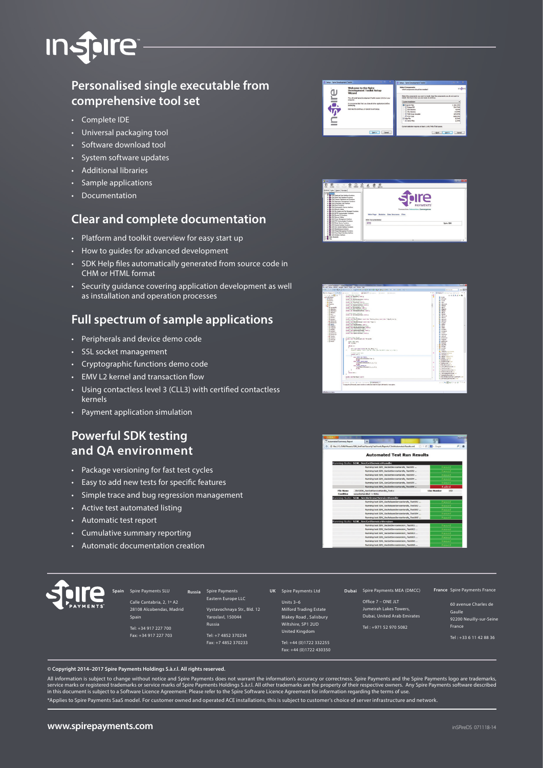## Personalised single executable from comprehensive tool set

- Complete IDE
- Universal packaging tool
- Software download tool
- System software updates
- Additional libraries
- Sample applications
- Documentation

## Clear and complete documentation

- Platform and toolkit overview for easy start up
- How to guides for advanced development
- SDK Help files automatically generated from source code in CHM or HTML format
- Security guidance covering application development as well as installation and operation processes

## Full spectrum of sample applications

- Peripherals and device demo code
- SSL socket management
- Cryptographic functions demo code
- EMV L2 kernel and transaction flow
- Using contactless level 3 (CLL3) with certified contactless kernels
- Payment application simulation

## Powerful SDK testing and QA environment

- Package versioning for fast test cycles
- Easy to add new tests for specific features
- Simple trace and bug regression management
- Active test automated listing
- Automatic test report
- Cumulative summary reporting
- Automatic documentation creation

**Spain** Spire Payments SLU
Calle Cantabria, 2, 1º A2
28108 Alcobendas, Madrid
Spain
Tel: +34 917 227 700
Fax: +34 917 227 703

**Russia** Spire Payments Eastern Europe LLC
Vystavochnaya Str., Bld. 12
Yaroslavl, 150044
Russia
Tel: +7 4852 370234
Fax: +7 4852 370233

**UK** Spire Payments Ltd
Units 3–6
Milford Trading Estate
Blakey Road , Salisbury
Wiltshire, SP1 2UD
United Kingdom
Tel: +44 (0)1722 332255
Fax: +44 (0)1722 430350

**Dubai** Spire Payments MEA (DMCC)
Office 7 – ONE JLT
Jumeirah Lakes Towers,
Dubai, United Arab Emirates
Tel : +971 52 970 5082

**France** Spire Payments France
60 avenue Charles de Gaulle
92200 Neuilly-sur-Seine
France
Tel : +33 6 11 42 88 36

**© Copyright 2014–2017 Spire Payments Holdings S.à.r.l. All rights reserved.**

All information is subject to change without notice and Spire Payments does not warrant the information's accuracy or correctness. Spire Payments and the Spire Payments logo are trademarks, service marks or registered trademarks or service marks of Spire Payments Holdings S.à.r.l. All other trademarks are the property of their respective owners. Any Spire Payments software described in this document is subject to a Software Licence Agreement. Please refer to the Spire Software Licence Agreement for information regarding the terms of use.

*Applies to Spire Payments SaaS model. For customer owned and operated ACE installations, this is subject to customer's choice of server infrastructure and network.

**www.spirepayments.com**

inSPireDS 071118-14